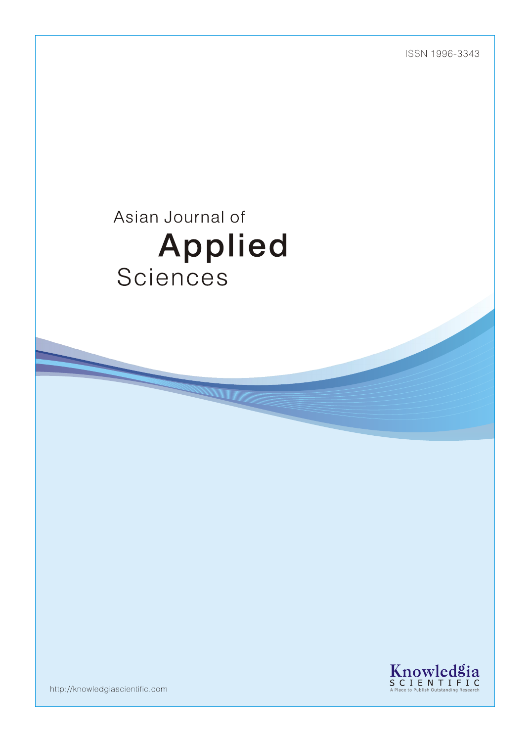ISSN 1996-3343

# Asian Journal of Applied Sciences

Knowledgia SCIENTIFIC
A Place to Publish Outstanding Research

http://knowledgiascientific.com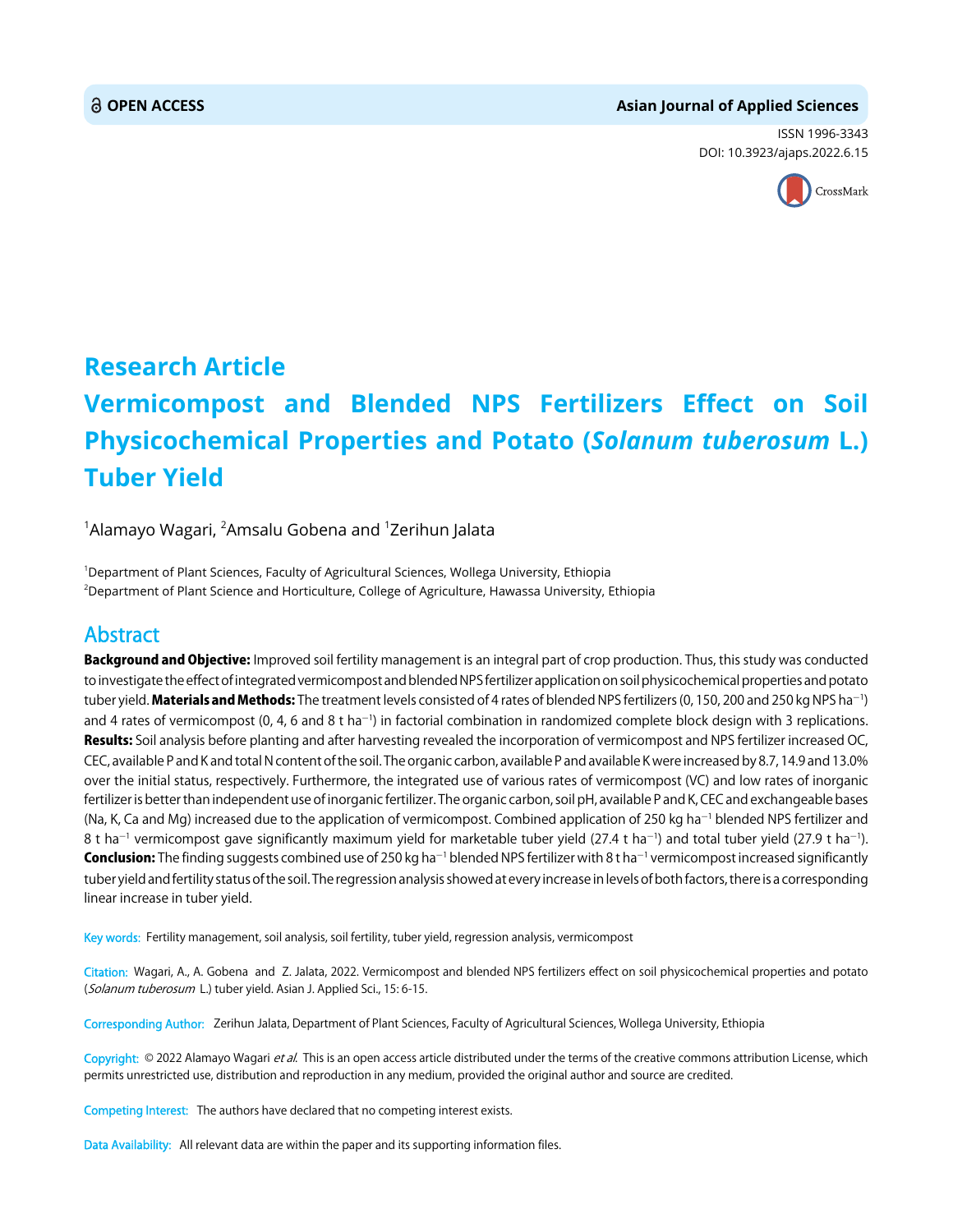OPEN ACCESS

Asian Journal of Applied Sciences

ISSN 1996-3343

DOI: 10.3923/ajaps.2022.6.15

# Research Article
# Vermicompost and Blended NPS Fertilizers Effect on Soil Physicochemical Properties and Potato (*Solanum tuberosum* L.) Tuber Yield

[1]Alamayo Wagari, [2]Amsalu Gobena and [1]Zerihun Jalata

[1]Department of Plant Sciences, Faculty of Agricultural Sciences, Wollega University, Ethiopia

[2]Department of Plant Science and Horticulture, College of Agriculture, Hawassa University, Ethiopia

## Abstract

**Background and Objective:** Improved soil fertility management is an integral part of crop production. Thus, this study was conducted to investigate the effect of integrated vermicompost and blended NPS fertilizer application on soil physicochemical properties and potato tuber yield. **Materials and Methods:** The treatment levels consisted of 4 rates of blended NPS fertilizers (0, 150, 200 and 250 kg NPS $ha^{-1}$) and 4 rates of vermicompost (0, 4, 6 and 8 t $ha^{-1}$) in factorial combination in randomized complete block design with 3 replications. **Results:** Soil analysis before planting and after harvesting revealed the incorporation of vermicompost and NPS fertilizer increased OC, CEC, available P and K and total N content of the soil. The organic carbon, available P and available K were increased by 8.7, 14.9 and 13.0% over the initial status, respectively. Furthermore, the integrated use of various rates of vermicompost (VC) and low rates of inorganic fertilizer is better than independent use of inorganic fertilizer. The organic carbon, soil pH, available P and K, CEC and exchangeable bases (Na, K, Ca and Mg) increased due to the application of vermicompost. Combined application of 250 kg $ha^{-1}$ blended NPS fertilizer and 8 t $ha^{-1}$ vermicompost gave significantly maximum yield for marketable tuber yield (27.4 t $ha^{-1}$) and total tuber yield (27.9 t $ha^{-1}$). **Conclusion:** The finding suggests combined use of 250 kg $ha^{-1}$ blended NPS fertilizer with 8 t $ha^{-1}$ vermicompost increased significantly tuber yield and fertility status of the soil. The regression analysis showed at every increase in levels of both factors, there is a corresponding linear increase in tuber yield.

**Key words:** Fertility management, soil analysis, soil fertility, tuber yield, regression analysis, vermicompost

**Citation:** Wagari, A., A. Gobena and Z. Jalata, 2022. Vermicompost and blended NPS fertilizers effect on soil physicochemical properties increased potato (*Solanum tuberosum* L.) tuber yield. Asian J. Applied Sci., 15: 6-15.

**Corresponding Author:** Zerihun Jalata, Department of Plant Sciences, Faculty of Agricultural Sciences, Wollega University, Ethiopia

**Copyright:** © 2022 Alamayo Wagari *et al*. This is an open access article distributed under the terms of the creative commons attribution License, which permits unrestricted use, distribution and reproduction in any medium, provided the original author and source are credited.

**Competing Interest:** The authors have declared that no competing interest exists.

**Data Availability:** All relevant data are within the paper and its supporting information files.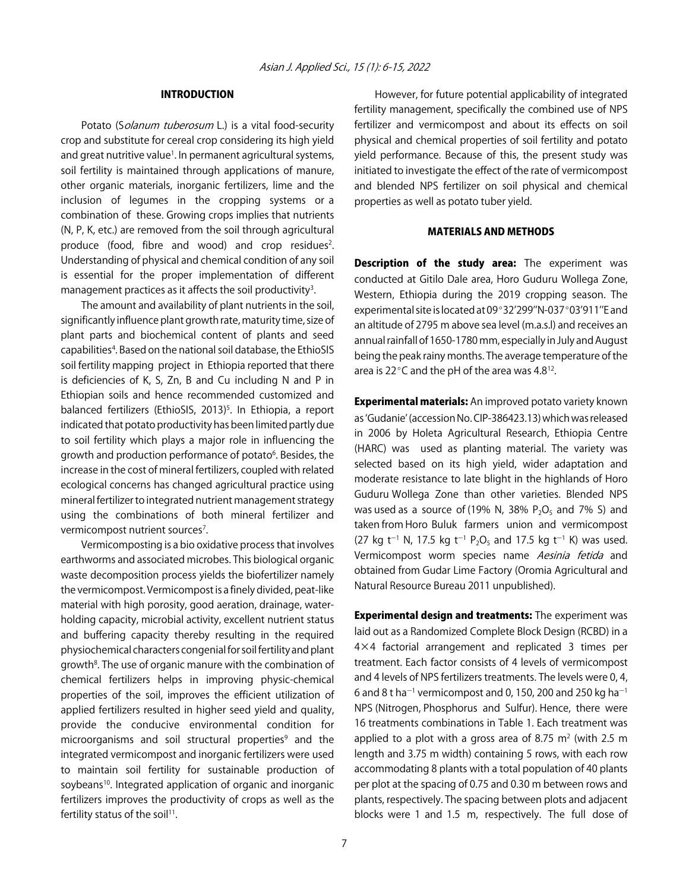## INTRODUCTION

Potato (*Solanum tuberosum* L.) is a vital food-security crop and substitute for cereal crop considering its high yield and great nutritive value[1]. In permanent agricultural systems, soil fertility is maintained through applications of manure, other organic materials, inorganic fertilizers, lime and the inclusion of legumes in the cropping systems or a combination of these. Growing crops implies that nutrients (N, P, K, etc.) are removed from the soil through agricultural produce (food, fibre and wood) and crop residues[2]. Understanding of physical and chemical condition of any soil is essential for the proper implementation of different management practices as it affects the soil productivity[3].

The amount and availability of plant nutrients in the soil, significantly influence plant growth rate, maturity time, size of plant parts and biochemical content of plants and seed capabilities[4]. Based on the national soil database, the EthioSIS soil fertility mapping project in Ethiopia reported that there is deficiencies of K, S, Zn, B and Cu including N and P in Ethiopian soils and hence recommended customized and balanced fertilizers (EthioSIS, 2013)[5]. In Ethiopia, a report indicated that potato productivity has been limited partly due to soil fertility which plays a major role in influencing the growth and production performance of potato[6]. Besides, the increase in the cost of mineral fertilizers, coupled with related ecological concerns has changed agricultural practice using mineral fertilizer to integrated nutrient management strategy using the combinations of both mineral fertilizer and vermicompost nutrient sources[7].

Vermicomposting is a bio oxidative process that involves earthworms and associated microbes. This biological organic waste decomposition process yields the biofertilizer namely the vermicompost. Vermicompost is a finely divided, peat-like material with high porosity, good aeration, drainage, water-holding capacity, microbial activity, excellent nutrient status and buffering capacity thereby resulting in the required physiochemical characters congenial for soil fertility and plant growth[8]. The use of organic manure with the combination of chemical fertilizers helps in improving physic-chemical properties of the soil, improves the efficient utilization of applied fertilizers resulted in higher seed yield and quality, provide the conducive environmental condition for microorganisms and soil structural properties[9] and the integrated vermicompost and inorganic fertilizers were used to maintain soil fertility for sustainable production of soybeans[10]. Integrated application of organic and inorganic fertilizers improves the productivity of crops as well as the fertility status of the soil[11].

However, for future potential applicability of integrated fertility management, specifically the combined use of NPS fertilizer and vermicompost and about its effects on soil physical and chemical properties of soil fertility and potato yield performance. Because of this, the present study was initiated to investigate the effect of the rate of vermicompost and blended NPS fertilizer on soil physical and chemical properties as well as potato tuber yield.

## MATERIALS AND METHODS

**Description of the study area:** The experiment was conducted at Gitilo Dale area, Horo Guduru Wollega Zone, Western, Ethiopia during the 2019 cropping season. The experimental site is located at 09°32'299''N-037°03'911''E and an altitude of 2795 m above sea level (m.a.s.l) and receives an annual rainfall of 1650-1780 mm, especially in July and August being the peak rainy months. The average temperature of the area is 22°C and the pH of the area was 4.8[12].

**Experimental materials:** An improved potato variety known as 'Gudanie' (accession No. CIP-386423.13) which was released in 2006 by Holeta Agricultural Research, Ethiopia Centre (HARC) was used as planting material. The variety was selected based on its high yield, wider adaptation and moderate resistance to late blight in the highlands of Horo Guduru Wollega Zone than other varieties. Blended NPS was used as a source of (19% N, 38% $P_2O_5$ and 7% S) and taken from Horo Buluk farmers union and vermicompost (27 kg $t^{-1}$ N, 17.5 kg $t^{-1}$ $P_2O_5$ and 17.5 kg $t^{-1}$ K) was used. Vermicompost worm species name *Aesinia fetida* and obtained from Gudar Lime Factory (Oromia Agricultural and Natural Resource Bureau 2011 unpublished).

**Experimental design and treatments:** The experiment was laid out as a Randomized Complete Block Design (RCBD) in a 4×4 factorial arrangement and replicated 3 times per treatment. Each factor consists of 4 levels of vermicompost and 4 levels of NPS fertilizers treatments. The levels were 0, 4, 6 and 8 t $ha^{-1}$ vermicompost and 0, 150, 200 and 250 kg $ha^{-1}$ NPS (Nitrogen, Phosphorus and Sulfur). Hence, there were 16 treatments combinations in Table 1. Each treatment was applied to a plot with a gross area of 8.75 $m^2$ (with 2.5 m length and 3.75 m width) containing 5 rows, with each row accommodating 8 plants with a total population of 40 plants per plot at the spacing of 0.75 and 0.30 m between rows and plants, respectively. The spacing between plots and adjacent blocks were 1 and 1.5 m, respectively. The full dose of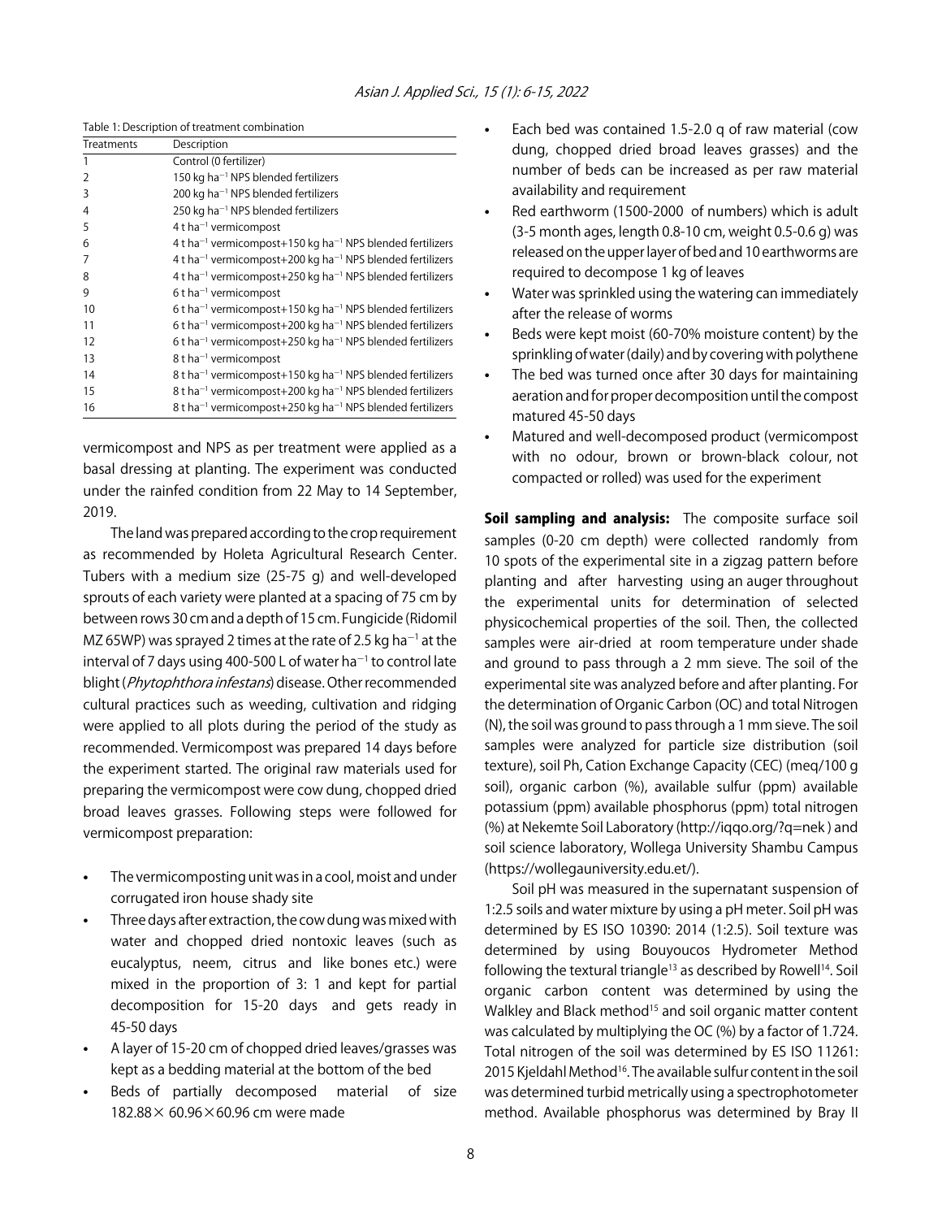Table 1: Description of treatment combination

| Treatments | Description |
|---|---|
| 1 | Control (0 fertilizer) |
| 2 | 150 kg ha$^{-1}$ NPS blended fertilizers |
| 3 | 200 kg ha$^{-1}$ NPS blended fertilizers |
| 4 | 250 kg ha$^{-1}$ NPS blended fertilizers |
| 5 | 4 t ha$^{-1}$ vermicompost |
| 6 | 4 t ha$^{-1}$ vermicompost+150 kg ha$^{-1}$ NPS blended fertilizers |
| 7 | 4 t ha$^{-1}$ vermicompost+200 kg ha$^{-1}$ NPS blended fertilizers |
| 8 | 4 t ha$^{-1}$ vermicompost+250 kg ha$^{-1}$ NPS blended fertilizers |
| 9 | 6 t ha$^{-1}$ vermicompost |
| 10 | 6 t ha$^{-1}$ vermicompost+150 kg ha$^{-1}$ NPS blended fertilizers |
| 11 | 6 t ha$^{-1}$ vermicompost+200 kg ha$^{-1}$ NPS blended fertilizers |
| 12 | 6 t ha$^{-1}$ vermicompost+250 kg ha$^{-1}$ NPS blended fertilizers |
| 13 | 8 t ha$^{-1}$ vermicompost |
| 14 | 8 t ha$^{-1}$ vermicompost+150 kg ha$^{-1}$ NPS blended fertilizers |
| 15 | 8 t ha$^{-1}$ vermicompost+200 kg ha$^{-1}$ NPS blended fertilizers |
| 16 | 8 t ha$^{-1}$ vermicompost+250 kg ha$^{-1}$ NPS blended fertilizers |

vermicompost and NPS as per treatment were applied as a basal dressing at planting. The experiment was conducted under the rainfed condition from 22 May to 14 September, 2019.

The land was prepared according to the crop requirement as recommended by Holeta Agricultural Research Center. Tubers with a medium size (25-75 g) and well-developed sprouts of each variety were planted at a spacing of 75 cm by between rows 30 cm and a depth of 15 cm. Fungicide (Ridomil MZ 65WP) was sprayed 2 times at the rate of 2.5 kg ha$^{-1}$ at the interval of 7 days using 400-500 L of water ha$^{-1}$ to control late blight (*Phytophthora infestans*) disease. Other recommended cultural practices such as weeding, cultivation and ridging were applied to all plots during the period of the study as recommended. Vermicompost was prepared 14 days before the experiment started. The original raw materials used for preparing the vermicompost were cow dung, chopped dried broad leaves grasses. Following steps were followed for vermicompost preparation:

- The vermicomposting unit was in a cool, moist and under corrugated iron house shady site
- Three days after extraction, the cow dung was mixed with water and chopped dried nontoxic leaves (such as eucalyptus, neem, citrus and like bones etc.) were mixed in the proportion of 3: 1 and kept for partial decomposition for 15-20 days and gets ready in 45-50 days
- A layer of 15-20 cm of chopped dried leaves/grasses was kept as a bedding material at the bottom of the bed
- Beds of partially decomposed material of size 182.88× 60.96×60.96 cm were made
- Each bed was contained 1.5-2.0 q of raw material (cow dung, chopped dried broad leaves grasses) and the number of beds can be increased as per raw material availability and requirement
- Red earthworm (1500-2000 of numbers) which is adult (3-5 month ages, length 0.8-10 cm, weight 0.5-0.6 g) was released on the upper layer of bed and 10 earthworms are required to decompose 1 kg of leaves
- Water was sprinkled using the watering can immediately after the release of worms
- Beds were kept moist (60-70% moisture content) by the sprinkling of water (daily) and by covering with polythene
- The bed was turned once after 30 days for maintaining aeration and for proper decomposition until the compost matured 45-50 days
- Matured and well-decomposed product (vermicompost with no odour, brown or brown-black colour, not compacted or rolled) was used for the experiment

**Soil sampling and analysis:** The composite surface soil samples (0-20 cm depth) were collected randomly from 10 spots of the experimental site in a zigzag pattern before planting and after harvesting using an auger throughout the experimental units for determination of selected physicochemical properties of the soil. Then, the collected samples were air-dried at room temperature under shade and ground to pass through a 2 mm sieve. The soil of the experimental site was analyzed before and after planting. For the determination of Organic Carbon (OC) and total Nitrogen (N), the soil was ground to pass through a 1 mm sieve. The soil samples were analyzed for particle size distribution (soil texture), soil Ph, Cation Exchange Capacity (CEC) (meq/100 g soil), organic carbon (%), available sulfur (ppm) available potassium (ppm) available phosphorus (ppm) total nitrogen (%) at Nekemte Soil Laboratory (http://iqqo.org/?q=nek ) and soil science laboratory, Wollega University Shambu Campus (https://wollegauniversity.edu.et/).

Soil pH was measured in the supernatant suspension of 1:2.5 soils and water mixture by using a pH meter. Soil pH was determined by ES ISO 10390: 2014 (1:2.5). Soil texture was determined by using Bouyoucos Hydrometer Method following the textural triangle[13] as described by Rowell[14]. Soil organic carbon content was determined by using the Walkley and Black method[15] and soil organic matter content was calculated by multiplying the OC (%) by a factor of 1.724. Total nitrogen of the soil was determined by ES ISO 11261: 2015 Kjeldahl Method[16]. The available sulfur content in the soil was determined turbid metrically using a spectrophotometer method. Available phosphorus was determined by Bray II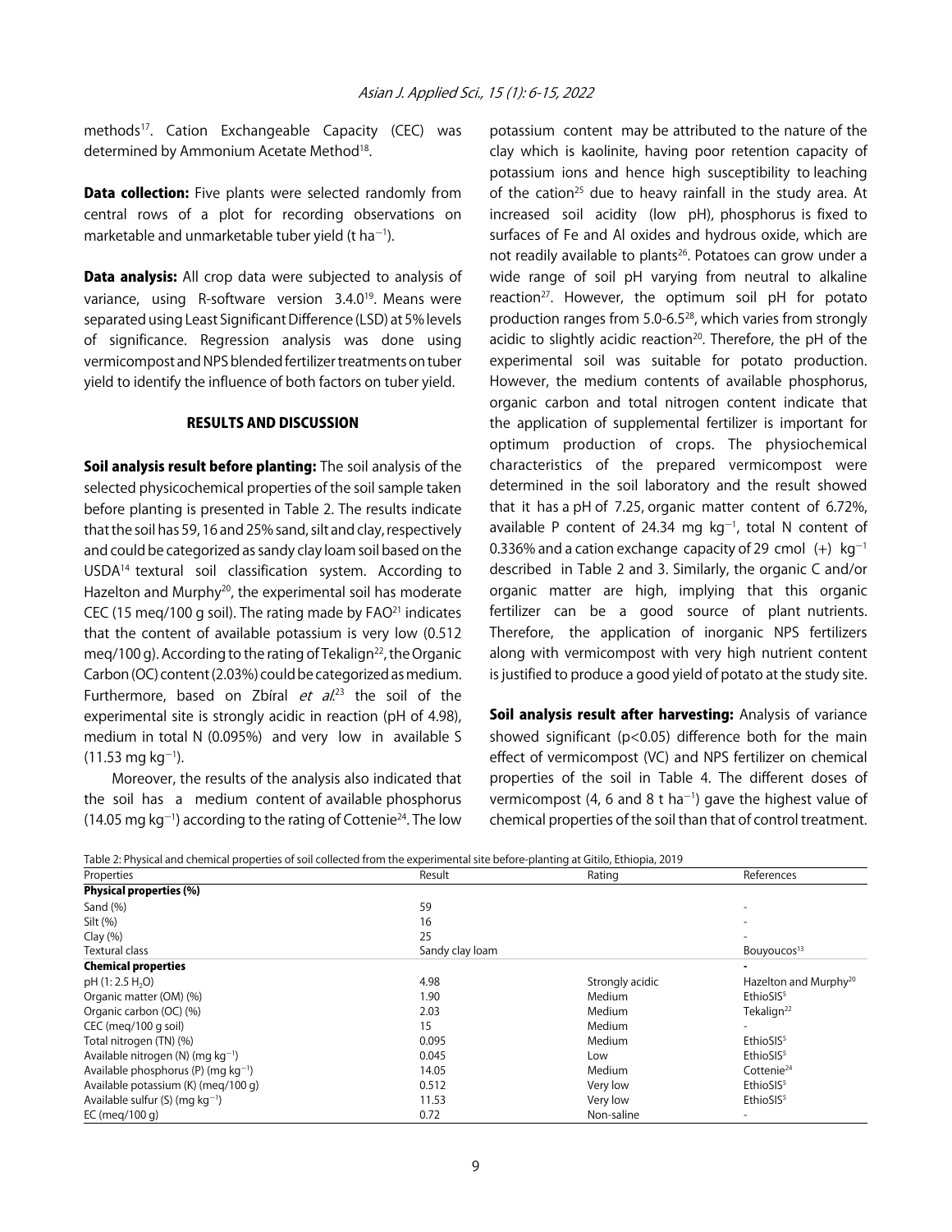methods[17]. Cation Exchangeable Capacity (CEC) was determined by Ammonium Acetate Method[18].

**Data collection:** Five plants were selected randomly from central rows of a plot for recording observations on marketable and unmarketable tuber yield (t $ha^{-1}$).

**Data analysis:** All crop data were subjected to analysis of variance, using R-software version 3.4.0[19]. Means were separated using Least Significant Difference (LSD) at 5% levels of significance. Regression analysis was done using vermicompost and NPS blended fertilizer treatments on tuber yield to identify the influence of both factors on tuber yield.

## RESULTS AND DISCUSSION

**Soil analysis result before planting:** The soil analysis of the selected physicochemical properties of the soil sample taken before planting is presented in Table 2. The results indicate that the soil has 59, 16 and 25% sand, silt and clay, respectively and could be categorized as sandy clay loam soil based on the USDA[14] textural soil classification system. According to Hazelton and Murphy[20], the experimental soil has moderate CEC (15 meq/100 g soil). The rating made by FAO[21] indicates that the content of available potassium is very low (0.512 meq/100 g). According to the rating of Tekalign[22], the Organic Carbon (OC) content (2.03%) could be categorized as medium. Furthermore, based on Zbíral *et al.*[23] the soil of the experimental site is strongly acidic in reaction (pH of 4.98), medium in total N (0.095%) and very low in available S (11.53 mg $kg^{-1}$).

Moreover, the results of the analysis also indicated that the soil has a medium content of available phosphorus (14.05 mg $kg^{-1}$) according to the rating of Cottenie[24]. The low potassium content may be attributed to the nature of the clay which is kaolinite, having poor retention capacity of potassium ions and hence high susceptibility to leaching of the cation[25] due to heavy rainfall in the study area. At increased soil acidity (low pH), phosphorus is fixed to surfaces of Fe and Al oxides and hydrous oxide, which are not readily available to plants[26]. Potatoes can grow under a wide range of soil pH varying from neutral to alkaline reaction[27]. However, the optimum soil pH for potato production ranges from 5.0-6.5[28], which varies from strongly acidic to slightly acidic reaction[20]. Therefore, the pH of the experimental soil was suitable for potato production. However, the medium contents of available phosphorus, organic carbon and total nitrogen content indicate that the application of supplemental fertilizer is important for optimum production of crops. The physiochemical characteristics of the prepared vermicompost were determined in the soil laboratory and the result showed that it has a pH of 7.25, organic matter content of 6.72%, available P content of 24.34 mg $kg^{-1}$, total N content of 0.336% and a cation exchange capacity of 29 cmol (+) $kg^{-1}$ described in Table 2 and 3. Similarly, the organic C and/or organic matter are high, implying that this organic fertilizer can be a good source of plant nutrients. Therefore, the application of inorganic NPS fertilizers along with vermicompost with very high nutrient content is justified to produce a good yield of potato at the study site.

**Soil analysis result after harvesting:** Analysis of variance showed significant ($p<0.05$) difference both for the main effect of vermicompost (VC) and NPS fertilizer on chemical properties of the soil in Table 4. The different doses of vermicompost (4, 6 and 8 t $ha^{-1}$) gave the highest value of chemical properties of the soil than that of control treatment.

Table 2: Physical and chemical properties of soil collected from the experimental site before-planting at Gitilo, Ethiopia, 2019

| Properties | Result | Rating | References |
|---|---|---|---|
| **Physical properties (%)** | | | |
| Sand (%) | 59 | | - |
| Silt (%) | 16 | | - |
| Clay (%) | 25 | | - |
| Textural class | Sandy clay loam | | Bouyoucos[13] |
| **Chemical properties** | | | - |
| pH (1: 2.5 $H_2O$) | 4.98 | Strongly acidic | Hazelton and Murphy[20] |
| Organic matter (OM) (%) | 1.90 | Medium | EthioSIS[5] |
| Organic carbon (OC) (%) | 2.03 | Medium | Tekalign[22] |
| CEC (meq/100 g soil) | 15 | Medium | - |
| Total nitrogen (TN) (%) | 0.095 | Medium | EthioSIS[5] |
| Available nitrogen (N) (mg $kg^{-1}$) | 0.045 | Low | EthioSIS[5] |
| Available phosphorus (P) (mg $kg^{-1}$) | 14.05 | Medium | Cottenie[24] |
| Available potassium (K) (meq/100 g) | 0.512 | Very low | EthioSIS[5] |
| Available sulfur (S) (mg $kg^{-1}$) | 11.53 | Very low | EthioSIS[5] |
| EC (meq/100 g) | 0.72 | Non-saline | - |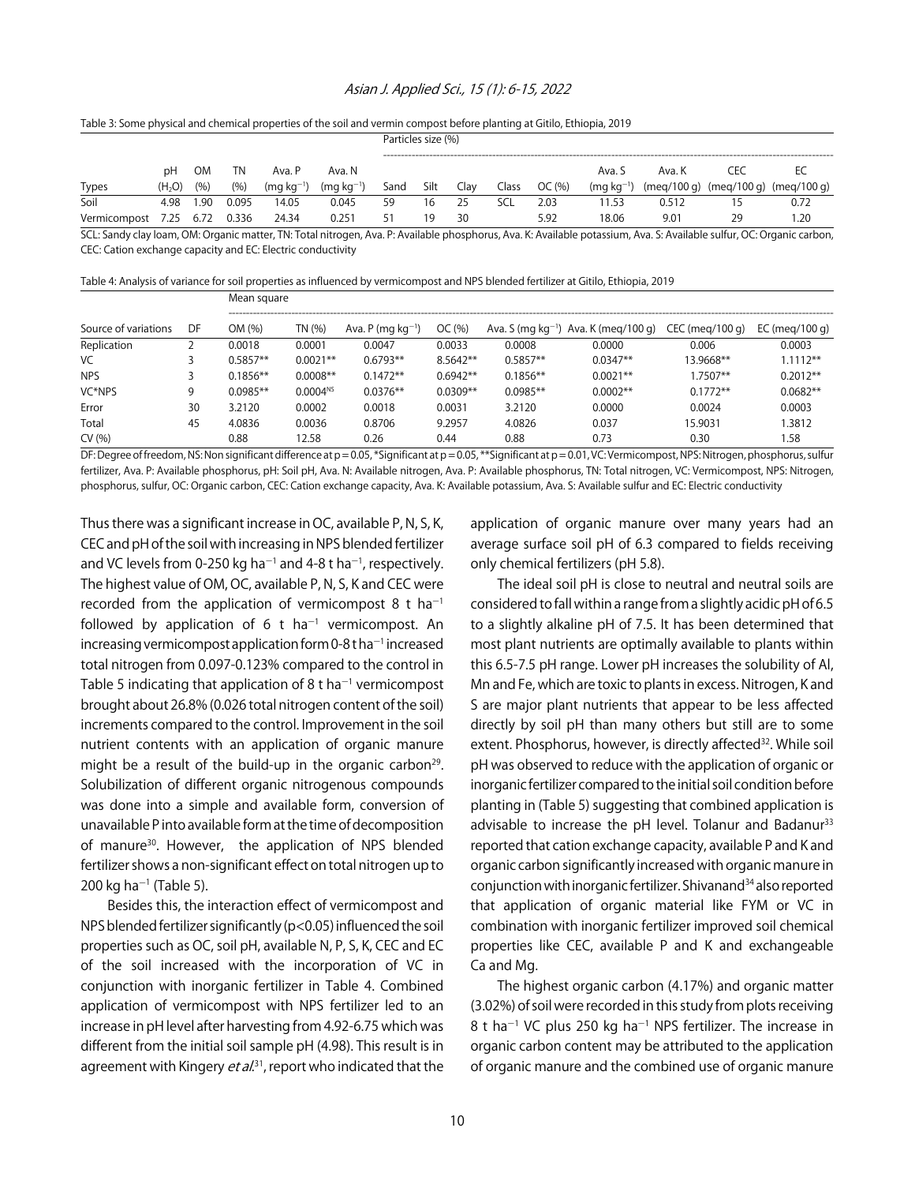Table 3: Some physical and chemical properties of the soil and vermin compost before planting at Gitilo, Ethiopia, 2019

| Types | pH ($H_2O$) | OM (%) | TN (%) | Ava. P (mg $kg^{-1}$) | Ava. N (mg $kg^{-1}$) | Particles size (%) Sand | Silt | Clay | Class | OC (%) | Ava. S (mg $kg^{-1}$) | Ava. K (meq/100 g) | CEC (meq/100 g) | EC (meq/100 g) |
|---|---|---|---|---|---|---|---|---|---|---|---|---|---|---|
| Soil | 4.98 | 1.90 | 0.095 | 14.05 | 0.045 | 59 | 16 | 25 | SCL | 2.03 | 11.53 | 0.512 | 15 | 0.72 |
| Vermicompost | 7.25 | 6.72 | 0.336 | 24.34 | 0.251 | 51 | 19 | 30 | | 5.92 | 18.06 | 9.01 | 29 | 1.20 |

SCL: Sandy clay loam, OM: Organic matter, TN: Total nitrogen, Ava. P: Available phosphorus, Ava. K: Available potassium, Ava. S: Available sulfur, OC: Organic carbon, CEC: Cation exchange capacity and EC: Electric conductivity

Table 4: Analysis of variance for soil properties as influenced by vermicompost and NPS blended fertilizer at Gitilo, Ethiopia, 2019

| Source of variations | DF | Mean square OM (%) | TN (%) | Ava. P (mg $kg^{-1}$) | OC (%) | Ava. S (mg $kg^{-1}$) | Ava. K (meq/100 g) | CEC (meq/100 g) | EC (meq/100 g) |
|---|---|---|---|---|---|---|---|---|---|
| Replication | 2 | 0.0018 | 0.0001 | 0.0047 | 0.0033 | 0.0008 | 0.0000 | 0.006 | 0.0003 |
| VC | 3 | 0.5857** | 0.0021** | 0.6793** | 8.5642** | 0.5857** | 0.0347** | 13.9668** | 1.1112** |
| NPS | 3 | 0.1856** | 0.0008** | 0.1472** | 0.6942** | 0.1856** | 0.0021** | 1.7507** | 0.2012** |
| VC*NPS | 9 | 0.0985** | $0.0004^{NS}$ | 0.0376** | 0.0309** | 0.0985** | 0.0002** | 0.1772** | 0.0682** |
| Error | 30 | 3.2120 | 0.0002 | 0.0018 | 0.0031 | 3.2120 | 0.0000 | 0.0024 | 0.0003 |
| Total | 45 | 4.0836 | 0.0036 | 0.8706 | 9.2957 | 4.0826 | 0.037 | 15.9031 | 1.3812 |
| CV (%) | | 0.88 | 12.58 | 0.26 | 0.44 | 0.88 | 0.73 | 0.30 | 1.58 |

DF: Degree of freedom, NS: Non significant difference at p = 0.05, *Significant at p = 0.05, **Significant at p = 0.01, VC: Vermicompost, NPS: Nitrogen, phosphorus, sulfur fertilizer, Ava. P: Available phosphorus, pH: Soil pH, Ava. N: Available nitrogen, Ava. P: Available phosphorus, TN: Total nitrogen, VC: Vermicompost, NPS: Nitrogen, phosphorus, sulfur, OC: Organic carbon, CEC: Cation exchange capacity, Ava. K: Available potassium, Ava. S: Available sulfur and EC: Electric conductivity

Thus there was a significant increase in OC, available P, N, S, K, CEC and pH of the soil with increasing in NPS blended fertilizer and VC levels from 0-250 kg $ha^{-1}$ and 4-8 t $ha^{-1}$, respectively. The highest value of OM, OC, available P, N, S, K and CEC were recorded from the application of vermicompost 8 t $ha^{-1}$ followed by application of 6 t $ha^{-1}$ vermicompost. An increasing vermicompost application form 0-8 t $ha^{-1}$ increased total nitrogen from 0.097-0.123% compared to the control in Table 5 indicating that application of 8 t $ha^{-1}$ vermicompost brought about 26.8% (0.026 total nitrogen content of the soil) increments compared to the control. Improvement in the soil nutrient contents with an application of organic manure might be a result of the build-up in the organic carbon[29]. Solubilization of different organic nitrogenous compounds was done into a simple and available form, conversion of unavailable P into available form at the time of decomposition of manure[30]. However, the application of NPS blended fertilizer shows a non-significant effect on total nitrogen up to 200 kg $ha^{-1}$ (Table 5).

Besides this, the interaction effect of vermicompost and NPS blended fertilizer significantly ($p<0.05$) influenced the soil properties such as OC, soil pH, available N, P, S, K, CEC and EC of the soil increased with the incorporation of VC in conjunction with inorganic fertilizer in Table 4. Combined application of vermicompost with NPS fertilizer led to an increase in pH level after harvesting from 4.92-6.75 which was different from the initial soil sample pH (4.98). This result is in agreement with Kingery *et al.*[31], report who indicated that the application of organic manure over many years had an average surface soil pH of 6.3 compared to fields receiving only chemical fertilizers (pH 5.8).

The ideal soil pH is close to neutral and neutral soils are considered to fall within a range from a slightly acidic pH of 6.5 to a slightly alkaline pH of 7.5. It has been determined that most plant nutrients are optimally available to plants within this 6.5-7.5 pH range. Lower pH increases the solubility of Al, Mn and Fe, which are toxic to plants in excess. Nitrogen, K and S are major plant nutrients that appear to be less affected directly by soil pH than many others but still are to some extent. Phosphorus, however, is directly affected[32]. While soil pH was observed to reduce with the application of organic or inorganic fertilizer compared to the initial soil condition before planting in (Table 5) suggesting that combined application is advisable to increase the pH level. Tolanur and Badanur[33] reported that cation exchange capacity, available P and K and organic carbon significantly increased with organic manure in conjunction with inorganic fertilizer. Shivanand[34] also reported that application of organic material like FYM or VC in combination with inorganic fertilizer improved soil chemical properties like CEC, available P and K and exchangeable Ca and Mg.

The highest organic carbon (4.17%) and organic matter (3.02%) of soil were recorded in this study from plots receiving 8 t $ha^{-1}$ VC plus 250 kg $ha^{-1}$ NPS fertilizer. The increase in organic carbon content may be attributed to the application of organic manure and the combined use of organic manure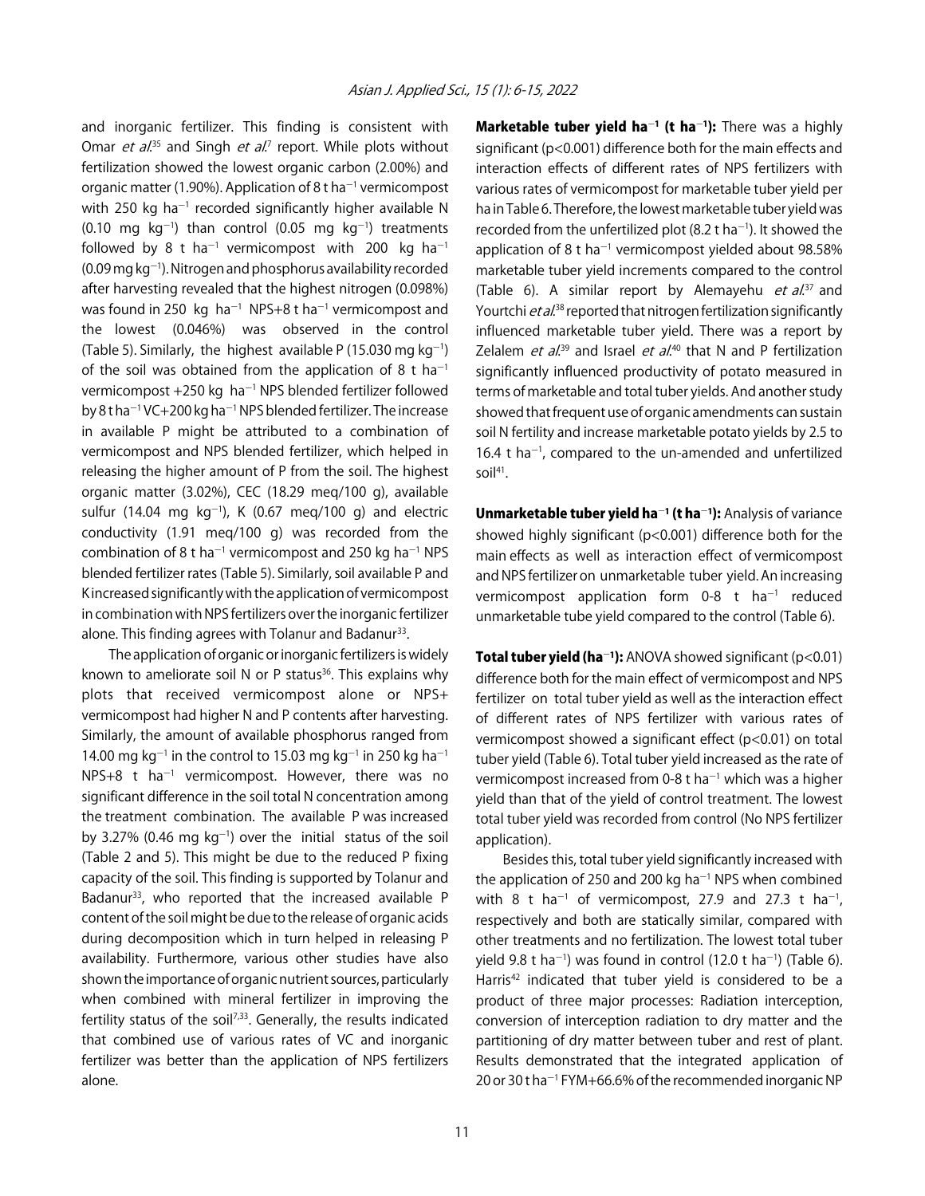and inorganic fertilizer. This finding is consistent with Omar *et al.*[35] and Singh *et al.*[7] report. While plots without fertilization showed the lowest organic carbon (2.00%) and organic matter (1.90%). Application of 8 t ha$^{-1}$ vermicompost with 250 kg ha$^{-1}$ recorded significantly higher available N (0.10 mg kg$^{-1}$) than control (0.05 mg kg$^{-1}$) treatments followed by 8 t ha$^{-1}$ vermicompost with 200 kg ha$^{-1}$ (0.09 mg kg$^{-1}$). Nitrogen and phosphorus availability recorded after harvesting revealed that the highest nitrogen (0.098%) was found in 250 kg ha$^{-1}$ NPS+8 t ha$^{-1}$ vermicompost and the lowest (0.046%) was observed in the control (Table 5). Similarly, the highest available P (15.030 mg kg$^{-1}$) of the soil was obtained from the application of 8 t ha$^{-1}$ vermicompost +250 kg ha$^{-1}$ NPS blended fertilizer followed by 8 t ha$^{-1}$ VC+200 kg ha$^{-1}$ NPS blended fertilizer. The increase in available P might be attributed to a combination of vermicompost and NPS blended fertilizer, which helped in releasing the higher amount of P from the soil. The highest organic matter (3.02%), CEC (18.29 meq/100 g), available sulfur (14.04 mg kg$^{-1}$), K (0.67 meq/100 g) and electric conductivity (1.91 meq/100 g) was recorded from the combination of 8 t ha$^{-1}$ vermicompost and 250 kg ha$^{-1}$ NPS blended fertilizer rates (Table 5). Similarly, soil available P and K increased significantly with the application of vermicompost in combination with NPS fertilizers over the inorganic fertilizer alone. This finding agrees with Tolanur and Badanur[33].

The application of organic or inorganic fertilizers is widely known to ameliorate soil N or P status[36]. This explains why plots that received vermicompost alone or NPS+ vermicompost had higher N and P contents after harvesting. Similarly, the amount of available phosphorus ranged from 14.00 mg kg$^{-1}$ in the control to 15.03 mg kg$^{-1}$ in 250 kg ha$^{-1}$ NPS+8 t ha$^{-1}$ vermicompost. However, there was no significant difference in the soil total N concentration among the treatment combination. The available P was increased by 3.27% (0.46 mg kg$^{-1}$) over the initial status of the soil (Table 2 and 5). This might be due to the reduced P fixing capacity of the soil. This finding is supported by Tolanur and Badanur[33], who reported that the increased available P content of the soil might be due to the release of organic acids during decomposition which in turn helped in releasing P availability. Furthermore, various other studies have also shown the importance of organic nutrient sources, particularly when combined with mineral fertilizer in improving the fertility status of the soil[7,33]. Generally, the results indicated that combined use of various rates of VC and inorganic fertilizer was better than the application of NPS fertilizers alone.

**Marketable tuber yield ha$^{-1}$ (t ha$^{-1}$):** There was a highly significant ($p<0.001$) difference both for the main effects and interaction effects of different rates of NPS fertilizers with various rates of vermicompost for marketable tuber yield per ha in Table 6. Therefore, the lowest marketable tuber yield was recorded from the unfertilized plot (8.2 t ha$^{-1}$). It showed the application of 8 t ha$^{-1}$ vermicompost yielded about 98.58% marketable tuber yield increments compared to the control (Table 6). A similar report by Alemayehu *et al.*[37] and Yourtchi *et al.*[38] reported that nitrogen fertilization significantly influenced marketable tuber yield. There was a report by Zelalem *et al.*[39] and Israel *et al.*[40] that N and P fertilization significantly influenced productivity of potato measured in terms of marketable and total tuber yields. And another study showed that frequent use of organic amendments can sustain soil N fertility and increase marketable potato yields by 2.5 to 16.4 t ha$^{-1}$, compared to the un-amended and unfertilized soil[41].

**Unmarketable tuber yield ha$^{-1}$ (t ha$^{-1}$):** Analysis of variance showed highly significant ($p<0.001$) difference both for the main effects as well as interaction effect of vermicompost and NPS fertilizer on unmarketable tuber yield. An increasing vermicompost application form 0-8 t ha$^{-1}$ reduced unmarketable tube yield compared to the control (Table 6).

**Total tuber yield (ha$^{-1}$):** ANOVA showed significant ($p<0.01$) difference both for the main effect of vermicompost and NPS fertilizer on total tuber yield as well as the interaction effect of different rates of NPS fertilizer with various rates of vermicompost showed a significant effect ($p<0.01$) on total tuber yield (Table 6). Total tuber yield increased as the rate of vermicompost increased from 0-8 t ha$^{-1}$ which was a higher yield than that of the yield of control treatment. The lowest total tuber yield was recorded from control (No NPS fertilizer application).

Besides this, total tuber yield significantly increased with the application of 250 and 200 kg ha$^{-1}$ NPS when combined with 8 t ha$^{-1}$ of vermicompost, 27.9 and 27.3 t ha$^{-1}$, respectively and both are statically similar, compared with other treatments and no fertilization. The lowest total tuber yield 9.8 t ha$^{-1}$) was found in control (12.0 t ha$^{-1}$) (Table 6). Harris[42] indicated that tuber yield is considered to be a product of three major processes: Radiation interception, conversion of interception radiation to dry matter and the partitioning of dry matter between tuber and rest of plant. Results demonstrated that the integrated application of 20 or 30 t ha$^{-1}$ FYM+66.6% of the recommended inorganic NP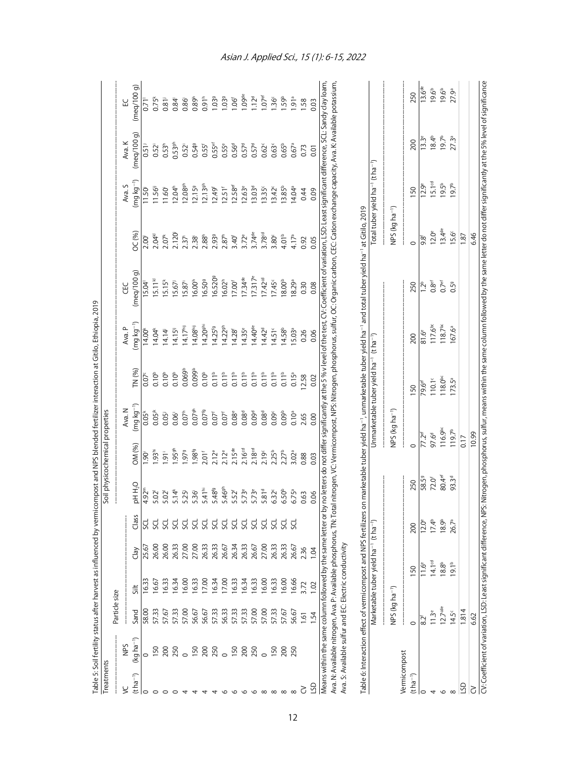Table 5: Soil fertility status after harvest as influenced by vermicompost and NPS blended fertilizer interaction at Gitilo, Ethiopia, 2019

| Treatments | | Soil physicochemical properties | | | | | | | | | | | | | |
|---|---|---|---|---|---|---|---|---|---|---|---|---|---|---|---|
| | | Particle size | | | | | | | | | | | | | |
| VC (t ha$^{-1}$) | NPS (kg ha$^{-1}$) | Sand | Silt | Clay | Class | pH $H_2O$ | OM (%) | Ava. N (mg kg$^{-1}$) | TN (%) | Ava. P (mg kg$^{-1}$) | CEC (meq/100 g) | OC (%) | Ava. S (mg kg$^{-1}$) | Ava. K (meq/100 g) | EC (meq/100 g) |
| 0 | 0 | 58.00 | 16.33 | 25.67 | SCL | 4.92$^{m}$ | 1.90$^{i}$ | 0.05$^{k}$ | 0.07$^{c}$ | 14.00$^{k}$ | 15.04$^{l}$ | 2.00$^{l}$ | 11.50$^{j}$ | 0.51$^{j}$ | 0.71$^{l}$ |
| 0 | 150 | 57.33 | 16.67 | 26.00 | SCL | 5.02$^{l}$ | 1.93$^{hi}$ | 0.05$^{jk}$ | 0.10$^{b}$ | 14.04$^{k}$ | 15.11$^{kl}$ | 2.04$^{kl}$ | 11.56$^{ij}$ | 0.52$^{i}$ | 0.75$^{k}$ |
| 0 | 200 | 57.67 | 16.33 | 26.00 | SCL | 5.02$^{l}$ | 1.91$^{i}$ | 0.05$^{j}$ | 0.10$^{b}$ | 14.14$^{j}$ | 15.15$^{k}$ | 2.07$^{k}$ | 11.60$^{i}$ | 0.53$^{h}$ | 0.81$^{j}$ |
| 0 | 250 | 57.33 | 16.34 | 26.33 | SCL | 5.14$^{k}$ | 1.95$^{gh}$ | 0.06$^{i}$ | 0.10$^{b}$ | 14.15$^{ij}$ | 15.67$^{j}$ | 2.120$^{j}$ | 12.04$^{h}$ | 0.53$^{gh}$ | 0.84$^{i}$ |
| 4 | 0 | 57.00 | 16.00 | 27.00 | SCL | 5.25$^{j}$ | 1.97$^{g}$ | 0.07$^{h}$ | 0.069$^{b}$ | 14.17$^{hij}$ | 15.87$^{i}$ | 2.37$^{i}$ | 12.08$^{gh}$ | 0.52$^{i}$ | 0.86$^{i}$ |
| 4 | 150 | 56.67 | 16.33 | 27.00 | SCL | 5.36$^{i}$ | 1.98$^{fg}$ | 0.07$^{gh}$ | 0.099$^{b}$ | 14.08$^{hij}$ | 16.00$^{h}$ | 2.38$^{i}$ | 12.15$^{g}$ | 0.54$^{g}$ | 0.89$^{h}$ |
| 4 | 200 | 56.67 | 17.00 | 26.33 | SCL | 5.41$^{hi}$ | 2.01$^{f}$ | 0.07$^{fg}$ | 0.10$^{b}$ | 14.20$^{ghi}$ | 16.50$^{g}$ | 2.88$^{h}$ | 12.13$^{gh}$ | 0.55$^{f}$ | 0.91$^{h}$ |
| 4 | 250 | 57.33 | 16.34 | 26.33 | SCL | 5.48$^{fg}$ | 2.12$^{e}$ | 0.07$^{f}$ | 0.11$^{b}$ | 14.25$^{fg}$ | 16.520$^{g}$ | 2.93$^{g}$ | 12.49$^{f}$ | 0.55$^{ef}$ | 1.03$^{g}$ |
| 6 | 0 | 56.33 | 17.00 | 26.67 | SCL | 5.46$^{gh}$ | 2.12$^{e}$ | 0.07$^{f}$ | 0.11$^{b}$ | 14.22$^{gh}$ | 16.02$^{h}$ | 2.87$^{h}$ | 12.51$^{f}$ | 0.55$^{e}$ | 1.03$^{g}$ |
| 6 | 150 | 57.33 | 16.33 | 26.34 | SCL | 5.52$^{f}$ | 2.15$^{de}$ | 0.08$^{e}$ | 0.11$^{b}$ | 14.28$^{f}$ | 17.00$^{f}$ | 3.40$^{f}$ | 12.58$^{ef}$ | 0.56$^{d}$ | 1.06$^{f}$ |
| 6 | 200 | 57.33 | 16.34 | 26.33 | SCL | 5.73$^{e}$ | 2.16$^{cd}$ | 0.08$^{d}$ | 0.11$^{b}$ | 14.35$^{e}$ | 17.34$^{de}$ | 3.72$^{e}$ | 12.63$^{e}$ | 0.57$^{d}$ | 1.09$^{de}$ |
| 6 | 250 | 57.00 | 16.33 | 26.67 | SCL | 5.73$^{e}$ | 2.18$^{cd}$ | 0.09$^{d}$ | 0.11$^{b}$ | 14.40$^{de}$ | 17.317$^{e}$ | 3.74$^{de}$ | 13.03$^{d}$ | 0.57$^{d}$ | 1.12$^{d}$ |
| 8 | 0 | 57.00 | 16.00 | 27.00 | SCL | 5.81$^{d}$ | 2.19$^{c}$ | 0.08$^{d}$ | 0.11$^{b}$ | 14.42$^{d}$ | 17.42$^{cd}$ | 3.78$^{cd}$ | 13.35$^{c}$ | 0.62$^{c}$ | 1.07$^{ef}$ |
| 8 | 150 | 57.33 | 16.33 | 26.33 | SCL | 6.32$^{c}$ | 2.25$^{b}$ | 0.09$^{c}$ | 0.11$^{b}$ | 14.51$^{c}$ | 17.45$^{c}$ | 3.80$^{c}$ | 13.42$^{c}$ | 0.63$^{c}$ | 1.36$^{c}$ |
| 8 | 200 | 57.67 | 16.00 | 26.33 | SCL | 6.50$^{b}$ | 2.27$^{b}$ | 0.09$^{b}$ | 0.11$^{b}$ | 14.58$^{b}$ | 18.00$^{b}$ | 4.01$^{b}$ | 13.85$^{b}$ | 0.65$^{b}$ | 1.59$^{b}$ |
| 8 | 250 | 56.67 | 16.66 | 26.67 | SCL | 6.75$^{a}$ | 3.02$^{a}$ | 0.10$^{a}$ | 0.15$^{a}$ | 15.03$^{a}$ | 18.29$^{a}$ | 4.17$^{a}$ | 14.04$^{a}$ | 0.67$^{a}$ | 1.91$^{a}$ |
| CV | | 1.61 | 3.72 | 2.36 | | 0.63 | 0.88 | 2.65 | 12.58 | 0.26 | 0.30 | 0.92 | 0.44 | 0.73 | 1.58 |
| LSD | | 1.54 | 1.02 | 1.04 | | 0.06 | 0.03 | 0.00 | 0.02 | 0.06 | 0.08 | 0.05 | 0.09 | 0.01 | 0.03 |

Means within the same column followed by the same letter or by no letters do not differ significantly at the 5 % level of the test, CV: Coefficient of variation, LSD: Least significant difference, SCL: Sandy clay loam, Ava. N: Available nitrogen, Ava. P: Available phosphorus, TN: Total nitrogen, VC: Vermicompost, NPS: Nitrogen, phosphorus, sulfur, OC: Organic carbon, CEC: Cation exchange capacity, Ava. K: Available potassium, Ava. S: Available sulfur and EC: Electric conductivity

Table 6: Interaction effect of vermicompost and NPS fertilizers on marketable tuber yield ha$^{-1}$, unmarketable tuber yield ha$^{-1}$ and total tuber yield ha$^{-1}$ at Gitilo, 2019

| Vermicompost (t ha$^{-1}$) | Marketable tuber yield ha$^{-1}$ (t ha$^{-1}$) | | | | Unmarketable tuber yield ha$^{-1}$ (t ha$^{-1}$) | | | | Total tuber yield ha$^{-1}$ (t ha$^{-1}$) | | | |
|---|---|---|---|---|---|---|---|---|---|---|---|---|
| | NPS (kg ha$^{-1}$) | | | | NPS (kg ha$^{-1}$) | | | | NPS (kg ha$^{-1}$) | | | |
| | 0 | 150 | 200 | 250 | 0 | 150 | 200 | 250 | 0 | 150 | 200 | 250 |
| 0 | 8.2$^{f}$ | 11.6$^{e}$ | 12.0$^{e}$ | 58.5$^{g}$ | 77.2$^{ef}$ | 79.6$^{ef}$ | 81.6$^{e}$ | 1.2$^{b}$ | 9.8$^{f}$ | 12.9$^{e}$ | 13.3$^{e}$ | 13.6$^{de}$ |
| 4 | 11.3$^{e}$ | 14.1$^{cd}$ | 17.4$^{b}$ | 72.0$^{f}$ | 97.6$^{d}$ | 110.1$^{c}$ | 117.6$^{bc}$ | 0.8$^{ef}$ | 12.0$^{e}$ | 15.1$^{cd}$ | 18.4$^{b}$ | 19.6$^{b}$ |
| 6 | 12.7$^{de}$ | 18.8$^{b}$ | 18.9$^{b}$ | 80.4$^{ef}$ | 116.9$^{bc}$ | 118.0$^{bc}$ | 118.7$^{bc}$ | 0.7$^{ef}$ | 13.4$^{de}$ | 19.5$^{b}$ | 19.7$^{b}$ | 19.6$^{b}$ |
| 8 | 14.5$^{c}$ | 19.1$^{b}$ | 26.7$^{a}$ | 93.3$^{d}$ | 119.7$^{b}$ | 173.5$^{a}$ | 167.6$^{a}$ | 0.5$^{g}$ | 15.6$^{c}$ | 19.7$^{b}$ | 27.3$^{a}$ | 27.9$^{a}$ |
| LSD | 1.814 | | | | 0.17 | | | | 1.87 | | | |
| CV | 6.62 | | | | 10.99 | | | | 6.46 | | | |

CV: Coefficient of variation, LSD: Least significant difference, NPS: Nitrogen, phosphorus, sulfur, means within the same column followed by the same letter do not differ significantly at the 5% level of significance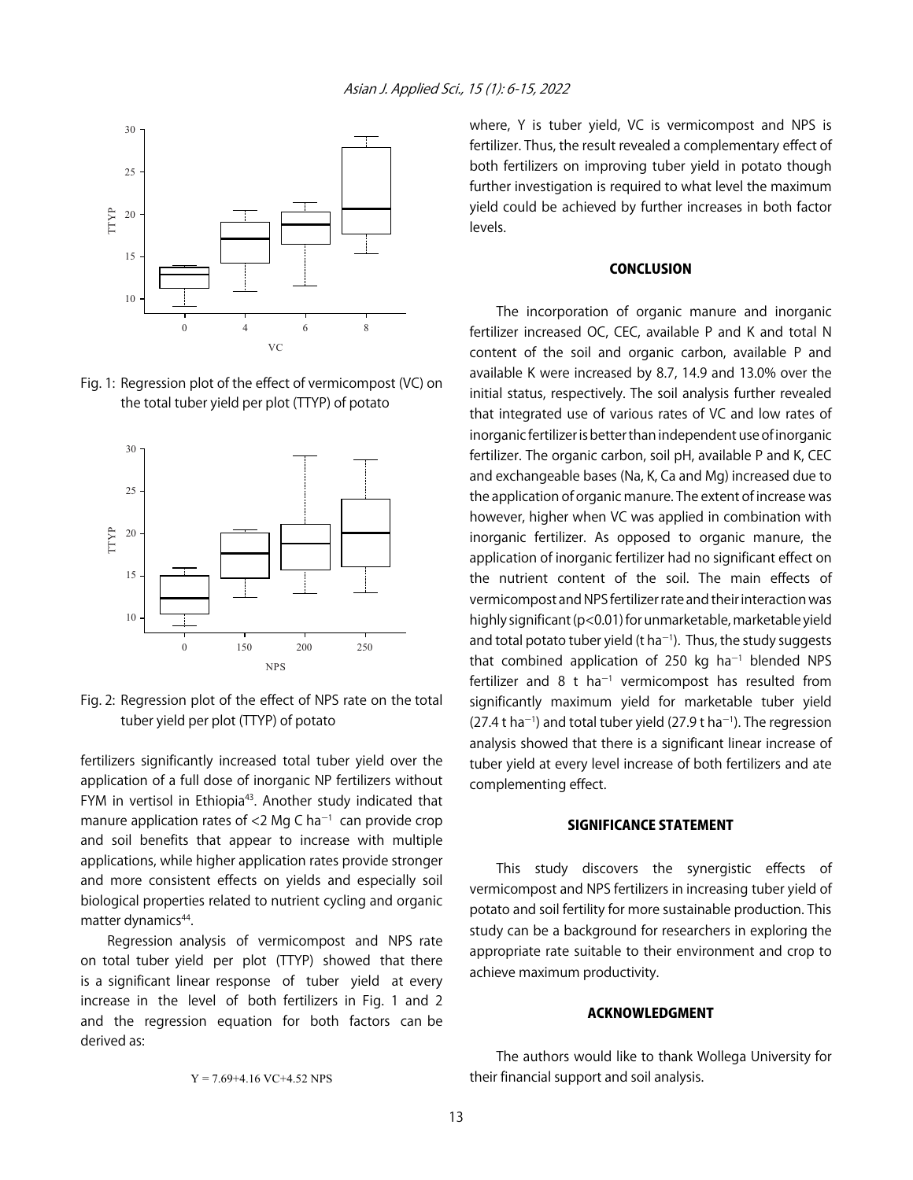Fig. 1: Regression plot of the effect of vermicompost (VC) on the total tuber yield per plot (TTYP) of potato

Fig. 2: Regression plot of the effect of NPS rate on the total tuber yield per plot (TTYP) of potato

fertilizers significantly increased total tuber yield over the application of a full dose of inorganic NP fertilizers without FYM in vertisol in Ethiopia[43]. Another study indicated that manure application rates of <2 Mg C $ha^{-1}$ can provide crop and soil benefits that appear to increase with multiple applications, while higher application rates provide stronger and more consistent effects on yields and especially soil biological properties related to nutrient cycling and organic matter dynamics[44].

Regression analysis of vermicompost and NPS rate on total tuber yield per plot (TTYP) showed that there is a significant linear response of tuber yield at every increase in the level of both fertilizers in Fig. 1 and 2 and the regression equation for both factors can be derived as:

$$Y = 7.69+4.16\ VC+4.52\ NPS$$

where, Y is tuber yield, VC is vermicompost and NPS is fertilizer. Thus, the result revealed a complementary effect of both fertilizers on improving tuber yield in potato though further investigation is required to what level the maximum yield could be achieved by further increases in both factor levels.

## CONCLUSION

The incorporation of organic manure and inorganic fertilizer increased OC, CEC, available P and K and total N content of the soil and organic carbon, available P and available K were increased by 8.7, 14.9 and 13.0% over the initial status, respectively. The soil analysis further revealed that integrated use of various rates of VC and low rates of inorganic fertilizer is better than independent use of inorganic fertilizer. The organic carbon, soil pH, available P and K, CEC and exchangeable bases (Na, K, Ca and Mg) increased due to the application of organic manure. The extent of increase was however, higher when VC was applied in combination with inorganic fertilizer. As opposed to organic manure, the application of inorganic fertilizer had no significant effect on the nutrient content of the soil. The main effects of vermicompost and NPS fertilizer rate and their interaction was highly significant ($p<0.01$) for unmarketable, marketable yield and total potato tuber yield (t $ha^{-1}$). Thus, the study suggests that combined application of 250 kg $ha^{-1}$ blended NPS fertilizer and 8 t $ha^{-1}$ vermicompost has resulted from significantly maximum yield for marketable tuber yield (27.4 t $ha^{-1}$) and total tuber yield (27.9 t $ha^{-1}$). The regression analysis showed that there is a significant linear increase of tuber yield at every level increase of both fertilizers and ate complementing effect.

## SIGNIFICANCE STATEMENT

This study discovers the synergistic effects of vermicompost and NPS fertilizers in increasing tuber yield of potato and soil fertility for more sustainable production. This study can be a background for researchers in exploring the appropriate rate suitable to their environment and crop to achieve maximum productivity.

## ACKNOWLEDGMENT

The authors would like to thank Wollega University for their financial support and soil analysis.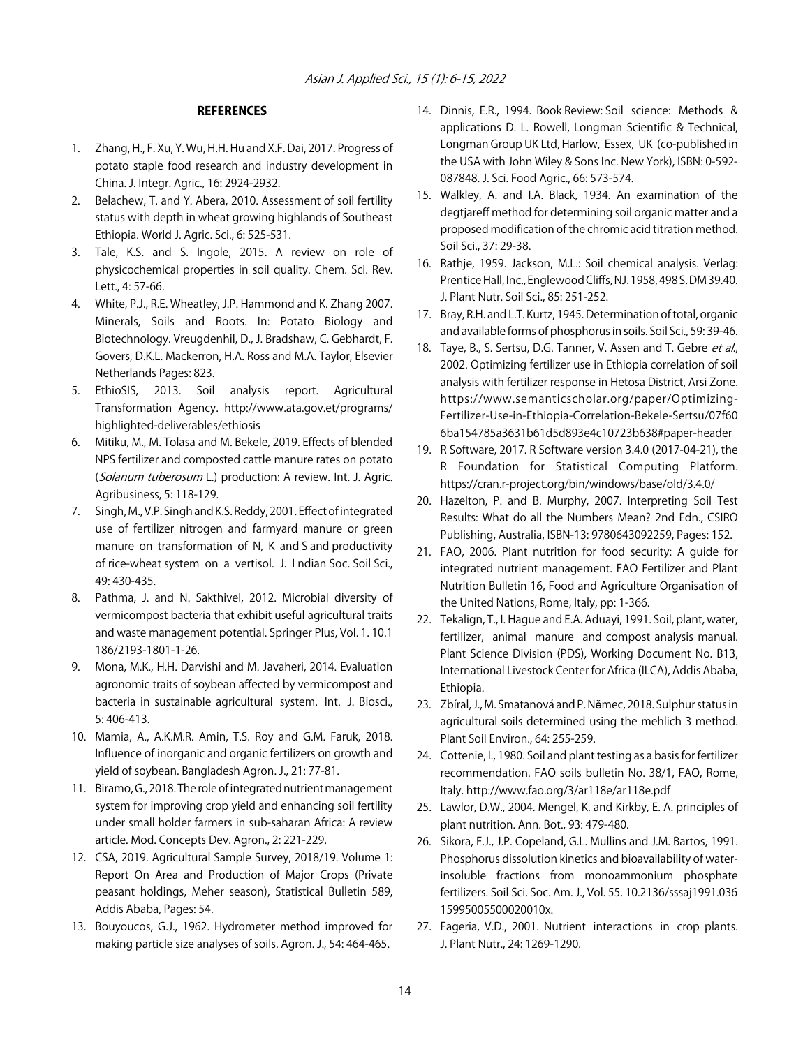## REFERENCES

1. Zhang, H., F. Xu, Y. Wu, H.H. Hu and X.F. Dai, 2017. Progress of potato staple food research and industry development in China. J. Integr. Agric., 16: 2924-2932.
2. Belachew, T. and Y. Abera, 2010. Assessment of soil fertility status with depth in wheat growing highlands of Southeast Ethiopia. World J. Agric. Sci., 6: 525-531.
3. Tale, K.S. and S. Ingole, 2015. A review on role of physicochemical properties in soil quality. Chem. Sci. Rev. Lett., 4: 57-66.
4. White, P.J., R.E. Wheatley, J.P. Hammond and K. Zhang 2007. Minerals, Soils and Roots. In: Potato Biology and Biotechnology. Vreugdenhil, D., J. Bradshaw, C. Gebhardt, F. Govers, D.K.L. Mackerron, H.A. Ross and M.A. Taylor, Elsevier Netherlands Pages: 823.
5. EthioSIS, 2013. Soil analysis report. Agricultural Transformation Agency. http://www.ata.gov.et/programs/highlighted-deliverables/ethiosis
6. Mitiku, M., M. Tolasa and M. Bekele, 2019. Effects of blended NPS fertilizer and composted cattle manure rates on potato (*Solanum tuberosum* L.) production: A review. Int. J. Agric. Agribusiness, 5: 118-129.
7. Singh, M., V.P. Singh and K.S. Reddy, 2001. Effect of integrated use of fertilizer nitrogen and farmyard manure or green manure on transformation of N, K and S and productivity of rice-wheat system on a vertisol. J. Indian Soc. Soil Sci., 49: 430-435.
8. Pathma, J. and N. Sakthivel, 2012. Microbial diversity of vermicompost bacteria that exhibit useful agricultural traits and waste management potential. Springer Plus, Vol. 1. 10.1186/2193-1801-1-26.
9. Mona, M.K., H.H. Darvishi and M. Javaheri, 2014. Evaluation agronomic traits of soybean affected by vermicompost and bacteria in sustainable agricultural system. Int. J. Biosci., 5: 406-413.
10. Mamia, A., A.K.M.R. Amin, T.S. Roy and G.M. Faruk, 2018. Influence of inorganic and organic fertilizers on growth and yield of soybean. Bangladesh Agron. J., 21: 77-81.
11. Biramo, G., 2018. The role of integrated nutrient management system for improving crop yield and enhancing soil fertility under small holder farmers in sub-saharan Africa: A review article. Mod. Concepts Dev. Agron., 2: 221-229.
12. CSA, 2019. Agricultural Sample Survey, 2018/19. Volume 1: Report On Area and Production of Major Crops (Private peasant holdings, Meher season), Statistical Bulletin 589, Addis Ababa, Pages: 54.
13. Bouyoucos, G.J., 1962. Hydrometer method improved for making particle size analyses of soils. Agron. J., 54: 464-465.
14. Dinnis, E.R., 1994. Book Review: Soil science: Methods & applications D. L. Rowell, Longman Scientific & Technical, Longman Group UK Ltd, Harlow, Essex, UK (co-published in the USA with John Wiley & Sons Inc. New York), ISBN: 0-592-087848. J. Sci. Food Agric., 66: 573-574.
15. Walkley, A. and I.A. Black, 1934. An examination of the degtjareff method for determining soil organic matter and a proposed modification of the chromic acid titration method. Soil Sci., 37: 29-38.
16. Rathje, 1959. Jackson, M.L.: Soil chemical analysis. Verlag: Prentice Hall, Inc., Englewood Cliffs, NJ. 1958, 498 S. DM 39.40. J. Plant Nutr. Soil Sci., 85: 251-252.
17. Bray, R.H. and L.T. Kurtz, 1945. Determination of total, organic and available forms of phosphorus in soils. Soil Sci., 59: 39-46.
18. Taye, B., S. Sertsu, D.G. Tanner, V. Assen and T. Gebre *et al*., 2002. Optimizing fertilizer use in Ethiopia correlation of soil analysis with fertilizer response in Hetosa District, Arsi Zone. https://www.semanticscholar.org/paper/Optimizing-Fertilizer-Use-in-Ethiopia-Correlation-Bekele-Sertsu/07f606ba154785a3631b61d5d893e4c10723b638#paper-header
19. R Software, 2017. R Software version 3.4.0 (2017-04-21), the R Foundation for Statistical Computing Platform. https://cran.r-project.org/bin/windows/base/old/3.4.0/
20. Hazelton, P. and B. Murphy, 2007. Interpreting Soil Test Results: What do all the Numbers Mean? 2nd Edn., CSIRO Publishing, Australia, ISBN-13: 9780643092259, Pages: 152.
21. FAO, 2006. Plant nutrition for food security: A guide for integrated nutrient management. FAO Fertilizer and Plant Nutrition Bulletin 16, Food and Agriculture Organisation of the United Nations, Rome, Italy, pp: 1-366.
22. Tekalign, T., I. Hague and E.A. Aduayi, 1991. Soil, plant, water, fertilizer, animal manure and compost analysis manual. Plant Science Division (PDS), Working Document No. B13, International Livestock Center for Africa (ILCA), Addis Ababa, Ethiopia.
23. Zbíral, J., M. Smatanová and P. Němec, 2018. Sulphur status in agricultural soils determined using the mehlich 3 method. Plant Soil Environ., 64: 255-259.
24. Cottenie, I., 1980. Soil and plant testing as a basis for fertilizer recommendation. FAO soils bulletin No. 38/1, FAO, Rome, Italy. http://www.fao.org/3/ar118e/ar118e.pdf
25. Lawlor, D.W., 2004. Mengel, K. and Kirkby, E. A. principles of plant nutrition. Ann. Bot., 93: 479-480.
26. Sikora, F.J., J.P. Copeland, G.L. Mullins and J.M. Bartos, 1991. Phosphorus dissolution kinetics and bioavailability of water-insoluble fractions from monoammonium phosphate fertilizers. Soil Sci. Soc. Am. J., Vol. 55. 10.2136/sssaj1991.03615995005500020010x.
27. Fageria, V.D., 2001. Nutrient interactions in crop plants. J. Plant Nutr., 24: 1269-1290.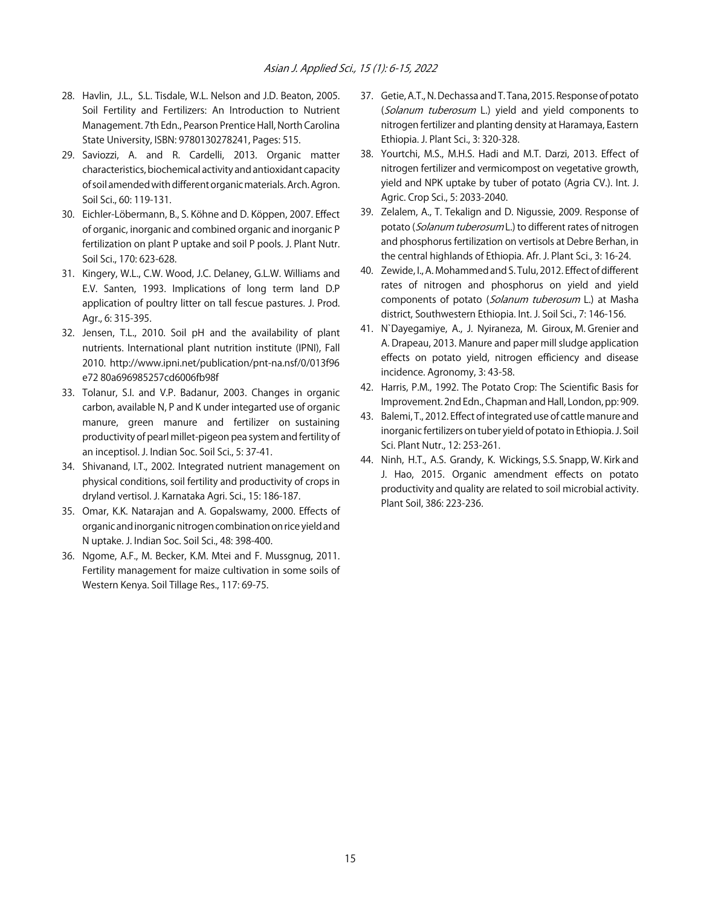28. Havlin, J.L., S.L. Tisdale, W.L. Nelson and J.D. Beaton, 2005. Soil Fertility and Fertilizers: An Introduction to Nutrient Management. 7th Edn., Pearson Prentice Hall, North Carolina State University, ISBN: 9780130278241, Pages: 515.
29. Saviozzi, A. and R. Cardelli, 2013. Organic matter characteristics, biochemical activity and antioxidant capacity of soil amended with different organic materials. Arch. Agron. Soil Sci., 60: 119-131.
30. Eichler-Löbermann, B., S. Köhne and D. Köppen, 2007. Effect of organic, inorganic and combined organic and inorganic P fertilization on plant P uptake and soil P pools. J. Plant Nutr. Soil Sci., 170: 623-628.
31. Kingery, W.L., C.W. Wood, J.C. Delaney, G.L.W. Williams and E.V. Santen, 1993. Implications of long term land D.P application of poultry litter on tall fescue pastures. J. Prod. Agr., 6: 315-395.
32. Jensen, T.L., 2010. Soil pH and the availability of plant nutrients. International plant nutrition institute (IPNI), Fall 2010. http://www.ipni.net/publication/pnt-na.nsf/0/013f96e72 80a696985257cd6006fb98f
33. Tolanur, S.I. and V.P. Badanur, 2003. Changes in organic carbon, available N, P and K under integarted use of organic manure, green manure and fertilizer on sustaining productivity of pearl millet-pigeon pea system and fertility of an inceptisol. J. Indian Soc. Soil Sci., 5: 37-41.
34. Shivanand, I.T., 2002. Integrated nutrient management on physical conditions, soil fertility and productivity of crops in dryland vertisol. J. Karnataka Agri. Sci., 15: 186-187.
35. Omar, K.K. Natarajan and A. Gopalswamy, 2000. Effects of organic and inorganic nitrogen combination on rice yield and N uptake. J. Indian Soc. Soil Sci., 48: 398-400.
36. Ngome, A.F., M. Becker, K.M. Mtei and F. Mussgnug, 2011. Fertility management for maize cultivation in some soils of Western Kenya. Soil Tillage Res., 117: 69-75.
37. Getie, A.T., N. Dechassa and T. Tana, 2015. Response of potato (*Solanum tuberosum* L.) yield and yield components to nitrogen fertilizer and planting density at Haramaya, Eastern Ethiopia. J. Plant Sci., 3: 320-328.
38. Yourtchi, M.S., M.H.S. Hadi and M.T. Darzi, 2013. Effect of nitrogen fertilizer and vermicompost on vegetative growth, yield and NPK uptake by tuber of potato (Agria CV.). Int. J. Agric. Crop Sci., 5: 2033-2040.
39. Zelalem, A., T. Tekalign and D. Nigussie, 2009. Response of potato (*Solanum tuberosum* L.) to different rates of nitrogen and phosphorus fertilization on vertisols at Debre Berhan, in the central highlands of Ethiopia. Afr. J. Plant Sci., 3: 16-24.
40. Zewide, I., A. Mohammed and S. Tulu, 2012. Effect of different rates of nitrogen and phosphorus on yield and yield components of potato (*Solanum tuberosum* L.) at Masha district, Southwestern Ethiopia. Int. J. Soil Sci., 7: 146-156.
41. N`Dayegamiye, A., J. Nyiraneza, M. Giroux, M. Grenier and A. Drapeau, 2013. Manure and paper mill sludge application effects on potato yield, nitrogen efficiency and disease incidence. Agronomy, 3: 43-58.
42. Harris, P.M., 1992. The Potato Crop: The Scientific Basis for Improvement. 2nd Edn., Chapman and Hall, London, pp: 909.
43. Balemi, T., 2012. Effect of integrated use of cattle manure and inorganic fertilizers on tuber yield of potato in Ethiopia. J. Soil Sci. Plant Nutr., 12: 253-261.
44. Ninh, H.T., A.S. Grandy, K. Wickings, S.S. Snapp, W. Kirk and J. Hao, 2015. Organic amendment effects on potato productivity and quality are related to soil microbial activity. Plant Soil, 386: 223-236.